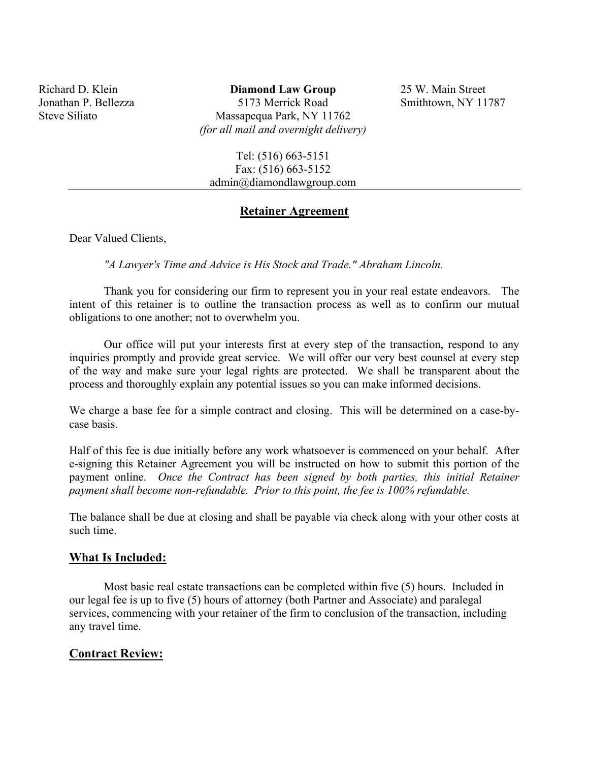Richard D. Klein
Jonathan P. Bellezza
Steve Siliato

**Diamond Law Group**
5173 Merrick Road
Massapequa Park, NY 11762
*(for all mail and overnight delivery)*

25 W. Main Street
Smithtown, NY 11787

Tel: (516) 663-5151
Fax: (516) 663-5152
admin@diamondlawgroup.com

---

## Retainer Agreement

Dear Valued Clients,

*"A Lawyer's Time and Advice is His Stock and Trade." Abraham Lincoln.*

Thank you for considering our firm to represent you in your real estate endeavors. The intent of this retainer is to outline the transaction process as well as to confirm our mutual obligations to one another; not to overwhelm you.

Our office will put your interests first at every step of the transaction, respond to any inquiries promptly and provide great service. We will offer our very best counsel at every step of the way and make sure your legal rights are protected. We shall be transparent about the process and thoroughly explain any potential issues so you can make informed decisions.

We charge a base fee for a simple contract and closing. This will be determined on a case-by-case basis.

Half of this fee is due initially before any work whatsoever is commenced on your behalf. After e-signing this Retainer Agreement you will be instructed on how to submit this portion of the payment online. *Once the Contract has been signed by both parties, this initial Retainer payment shall become non-refundable. Prior to this point, the fee is 100% refundable.*

The balance shall be due at closing and shall be payable via check along with your other costs at such time.

### What Is Included:

Most basic real estate transactions can be completed within five (5) hours. Included in our legal fee is up to five (5) hours of attorney (both Partner and Associate) and paralegal services, commencing with your retainer of the firm to conclusion of the transaction, including any travel time.

### Contract Review: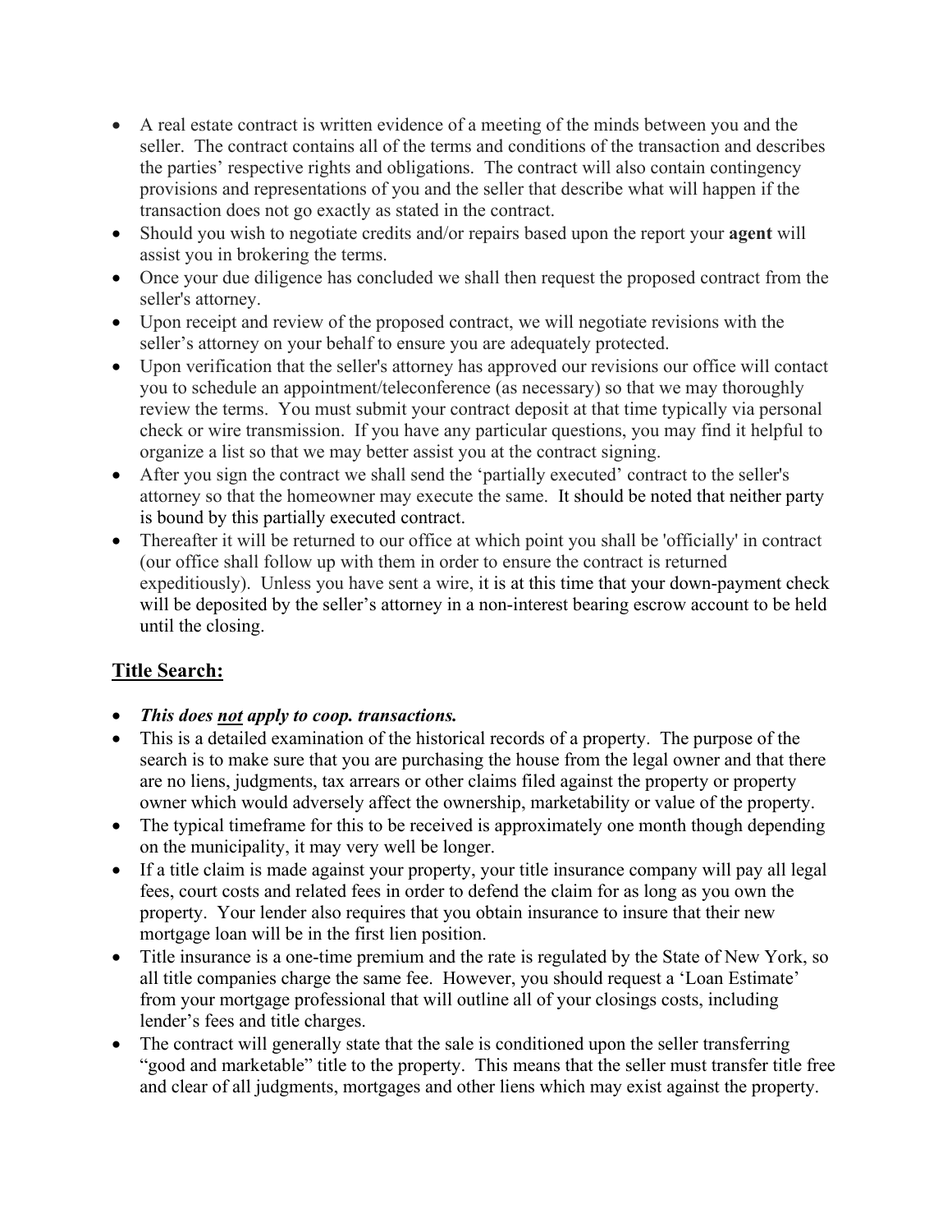- A real estate contract is written evidence of a meeting of the minds between you and the seller. The contract contains all of the terms and conditions of the transaction and describes the parties' respective rights and obligations. The contract will also contain contingency provisions and representations of you and the seller that describe what will happen if the transaction does not go exactly as stated in the contract.
- Should you wish to negotiate credits and/or repairs based upon the report your **agent** will assist you in brokering the terms.
- Once your due diligence has concluded we shall then request the proposed contract from the seller's attorney.
- Upon receipt and review of the proposed contract, we will negotiate revisions with the seller's attorney on your behalf to ensure you are adequately protected.
- Upon verification that the seller's attorney has approved our revisions our office will contact you to schedule an appointment/teleconference (as necessary) so that we may thoroughly review the terms. You must submit your contract deposit at that time typically via personal check or wire transmission. If you have any particular questions, you may find it helpful to organize a list so that we may better assist you at the contract signing.
- After you sign the contract we shall send the 'partially executed' contract to the seller's attorney so that the homeowner may execute the same. It should be noted that neither party is bound by this partially executed contract.
- Thereafter it will be returned to our office at which point you shall be 'officially' in contract (our office shall follow up with them in order to ensure the contract is returned expeditiously). Unless you have sent a wire, it is at this time that your down-payment check will be deposited by the seller's attorney in a non-interest bearing escrow account to be held until the closing.

## Title Search:

- ***This does <u>not</u> apply to coop. transactions.***
- This is a detailed examination of the historical records of a property. The purpose of the search is to make sure that you are purchasing the house from the legal owner and that there are no liens, judgments, tax arrears or other claims filed against the property or property owner which would adversely affect the ownership, marketability or value of the property.
- The typical timeframe for this to be received is approximately one month though depending on the municipality, it may very well be longer.
- If a title claim is made against your property, your title insurance company will pay all legal fees, court costs and related fees in order to defend the claim for as long as you own the property. Your lender also requires that you obtain insurance to insure that their new mortgage loan will be in the first lien position.
- Title insurance is a one-time premium and the rate is regulated by the State of New York, so all title companies charge the same fee. However, you should request a 'Loan Estimate' from your mortgage professional that will outline all of your closings costs, including lender's fees and title charges.
- The contract will generally state that the sale is conditioned upon the seller transferring "good and marketable" title to the property. This means that the seller must transfer title free and clear of all judgments, mortgages and other liens which may exist against the property.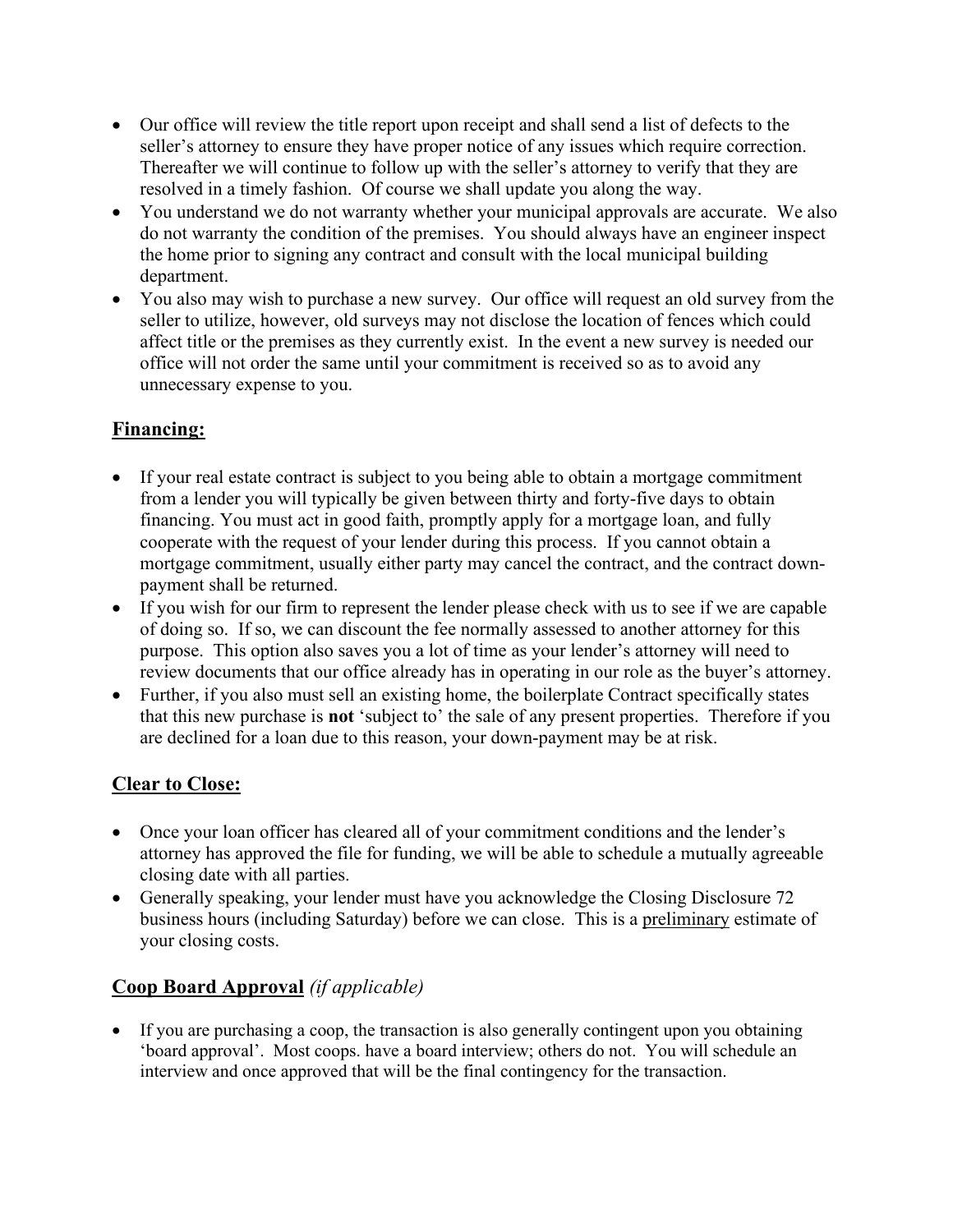- Our office will review the title report upon receipt and shall send a list of defects to the seller's attorney to ensure they have proper notice of any issues which require correction. Thereafter we will continue to follow up with the seller's attorney to verify that they are resolved in a timely fashion. Of course we shall update you along the way.
- You understand we do not warranty whether your municipal approvals are accurate. We also do not warranty the condition of the premises. You should always have an engineer inspect the home prior to signing any contract and consult with the local municipal building department.
- You also may wish to purchase a new survey. Our office will request an old survey from the seller to utilize, however, old surveys may not disclose the location of fences which could affect title or the premises as they currently exist. In the event a new survey is needed our office will not order the same until your commitment is received so as to avoid any unnecessary expense to you.

## <u>Financing:</u>

- If your real estate contract is subject to you being able to obtain a mortgage commitment from a lender you will typically be given between thirty and forty-five days to obtain financing. You must act in good faith, promptly apply for a mortgage loan, and fully cooperate with the request of your lender during this process. If you cannot obtain a mortgage commitment, usually either party may cancel the contract, and the contract down-payment shall be returned.
- If you wish for our firm to represent the lender please check with us to see if we are capable of doing so. If so, we can discount the fee normally assessed to another attorney for this purpose. This option also saves you a lot of time as your lender's attorney will need to review documents that our office already has in operating in our role as the buyer's attorney.
- Further, if you also must sell an existing home, the boilerplate Contract specifically states that this new purchase is **not** 'subject to' the sale of any present properties. Therefore if you are declined for a loan due to this reason, your down-payment may be at risk.

## <u>Clear to Close:</u>

- Once your loan officer has cleared all of your commitment conditions and the lender's attorney has approved the file for funding, we will be able to schedule a mutually agreeable closing date with all parties.
- Generally speaking, your lender must have you acknowledge the Closing Disclosure 72 business hours (including Saturday) before we can close. This is a <u>preliminary</u> estimate of your closing costs.

## <u>Coop Board Approval</u> *(if applicable)*

- If you are purchasing a coop, the transaction is also generally contingent upon you obtaining 'board approval'. Most coops. have a board interview; others do not. You will schedule an interview and once approved that will be the final contingency for the transaction.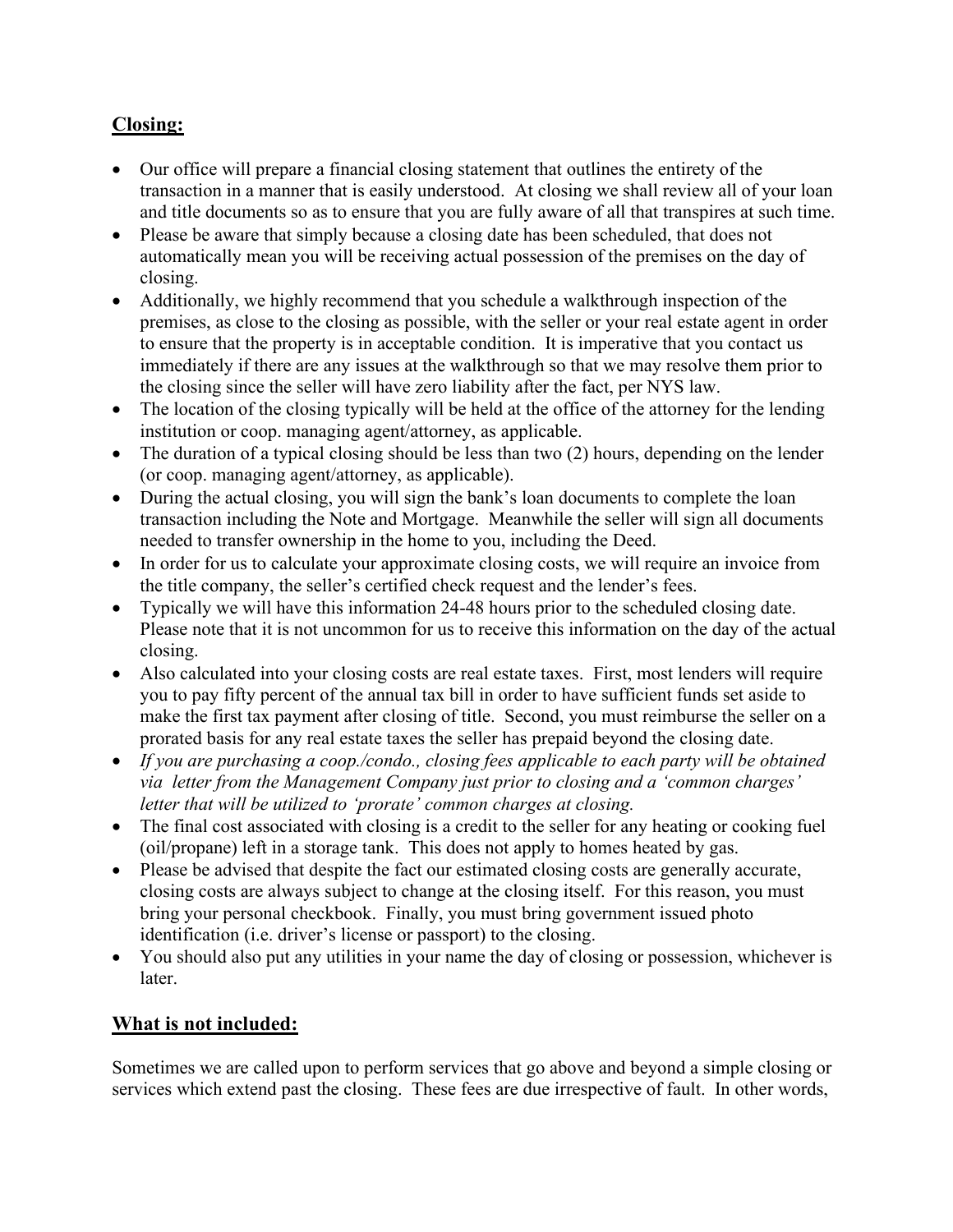## Closing:

- Our office will prepare a financial closing statement that outlines the entirety of the transaction in a manner that is easily understood. At closing we shall review all of your loan and title documents so as to ensure that you are fully aware of all that transpires at such time.
- Please be aware that simply because a closing date has been scheduled, that does not automatically mean you will be receiving actual possession of the premises on the day of closing.
- Additionally, we highly recommend that you schedule a walkthrough inspection of the premises, as close to the closing as possible, with the seller or your real estate agent in order to ensure that the property is in acceptable condition. It is imperative that you contact us immediately if there are any issues at the walkthrough so that we may resolve them prior to the closing since the seller will have zero liability after the fact, per NYS law.
- The location of the closing typically will be held at the office of the attorney for the lending institution or coop. managing agent/attorney, as applicable.
- The duration of a typical closing should be less than two (2) hours, depending on the lender (or coop. managing agent/attorney, as applicable).
- During the actual closing, you will sign the bank's loan documents to complete the loan transaction including the Note and Mortgage. Meanwhile the seller will sign all documents needed to transfer ownership in the home to you, including the Deed.
- In order for us to calculate your approximate closing costs, we will require an invoice from the title company, the seller's certified check request and the lender's fees.
- Typically we will have this information 24-48 hours prior to the scheduled closing date. Please note that it is not uncommon for us to receive this information on the day of the actual closing.
- Also calculated into your closing costs are real estate taxes. First, most lenders will require you to pay fifty percent of the annual tax bill in order to have sufficient funds set aside to make the first tax payment after closing of title. Second, you must reimburse the seller on a prorated basis for any real estate taxes the seller has prepaid beyond the closing date.
- *If you are purchasing a coop./condo., closing fees applicable to each party will be obtained via letter from the Management Company just prior to closing and a 'common charges' letter that will be utilized to 'prorate' common charges at closing.*
- The final cost associated with closing is a credit to the seller for any heating or cooking fuel (oil/propane) left in a storage tank. This does not apply to homes heated by gas.
- Please be advised that despite the fact our estimated closing costs are generally accurate, closing costs are always subject to change at the closing itself. For this reason, you must bring your personal checkbook. Finally, you must bring government issued photo identification (i.e. driver's license or passport) to the closing.
- You should also put any utilities in your name the day of closing or possession, whichever is later.

## What is not included:

Sometimes we are called upon to perform services that go above and beyond a simple closing or services which extend past the closing. These fees are due irrespective of fault. In other words,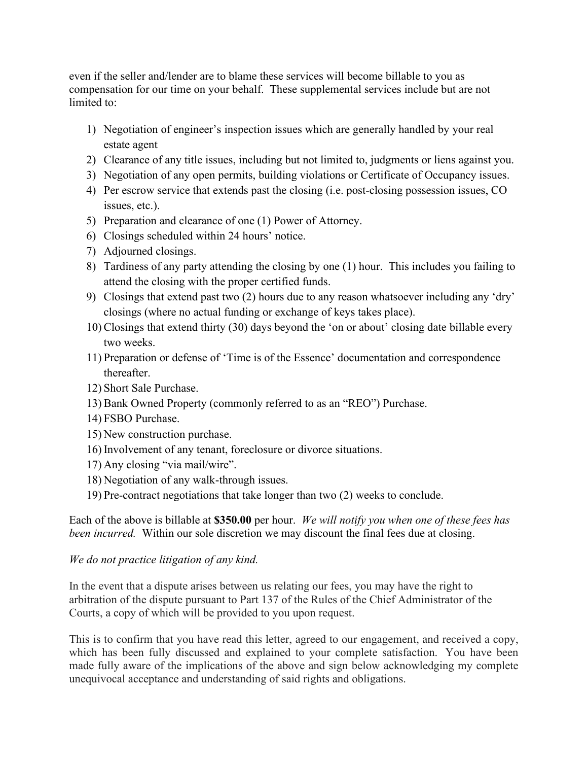even if the seller and/lender are to blame these services will become billable to you as compensation for our time on your behalf. These supplemental services include but are not limited to:

1) Negotiation of engineer's inspection issues which are generally handled by your real estate agent
2) Clearance of any title issues, including but not limited to, judgments or liens against you.
3) Negotiation of any open permits, building violations or Certificate of Occupancy issues.
4) Per escrow service that extends past the closing (i.e. post-closing possession issues, CO issues, etc.).
5) Preparation and clearance of one (1) Power of Attorney.
6) Closings scheduled within 24 hours' notice.
7) Adjourned closings.
8) Tardiness of any party attending the closing by one (1) hour. This includes you failing to attend the closing with the proper certified funds.
9) Closings that extend past two (2) hours due to any reason whatsoever including any 'dry' closings (where no actual funding or exchange of keys takes place).
10) Closings that extend thirty (30) days beyond the 'on or about' closing date billable every two weeks.
11) Preparation or defense of 'Time is of the Essence' documentation and correspondence thereafter.
12) Short Sale Purchase.
13) Bank Owned Property (commonly referred to as an "REO") Purchase.
14) FSBO Purchase.
15) New construction purchase.
16) Involvement of any tenant, foreclosure or divorce situations.
17) Any closing "via mail/wire".
18) Negotiation of any walk-through issues.
19) Pre-contract negotiations that take longer than two (2) weeks to conclude.

Each of the above is billable at **$350.00** per hour. *We will notify you when one of these fees has been incurred.* Within our sole discretion we may discount the final fees due at closing.

*We do not practice litigation of any kind.*

In the event that a dispute arises between us relating our fees, you may have the right to arbitration of the dispute pursuant to Part 137 of the Rules of the Chief Administrator of the Courts, a copy of which will be provided to you upon request.

This is to confirm that you have read this letter, agreed to our engagement, and received a copy, which has been fully discussed and explained to your complete satisfaction. You have been made fully aware of the implications of the above and sign below acknowledging my complete unequivocal acceptance and understanding of said rights and obligations.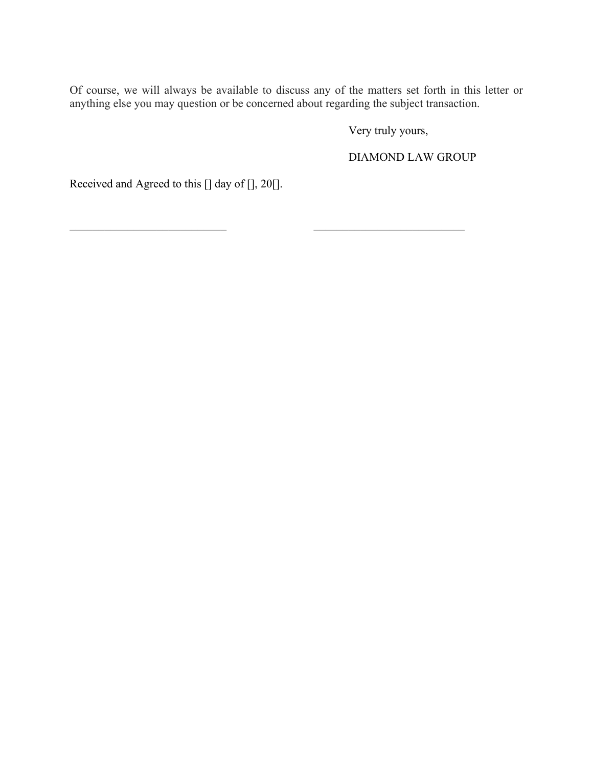Of course, we will always be available to discuss any of the matters set forth in this letter or anything else you may question or be concerned about regarding the subject transaction.

Very truly yours,

DIAMOND LAW GROUP

Received and Agreed to this [] day of [], 20[].

\_\_\_\_\_\_\_\_\_\_\_\_\_\_\_\_\_\_\_\_\_\_\_\_\_\_\_\_ \_\_\_\_\_\_\_\_\_\_\_\_\_\_\_\_\_\_\_\_\_\_\_\_\_\_\_